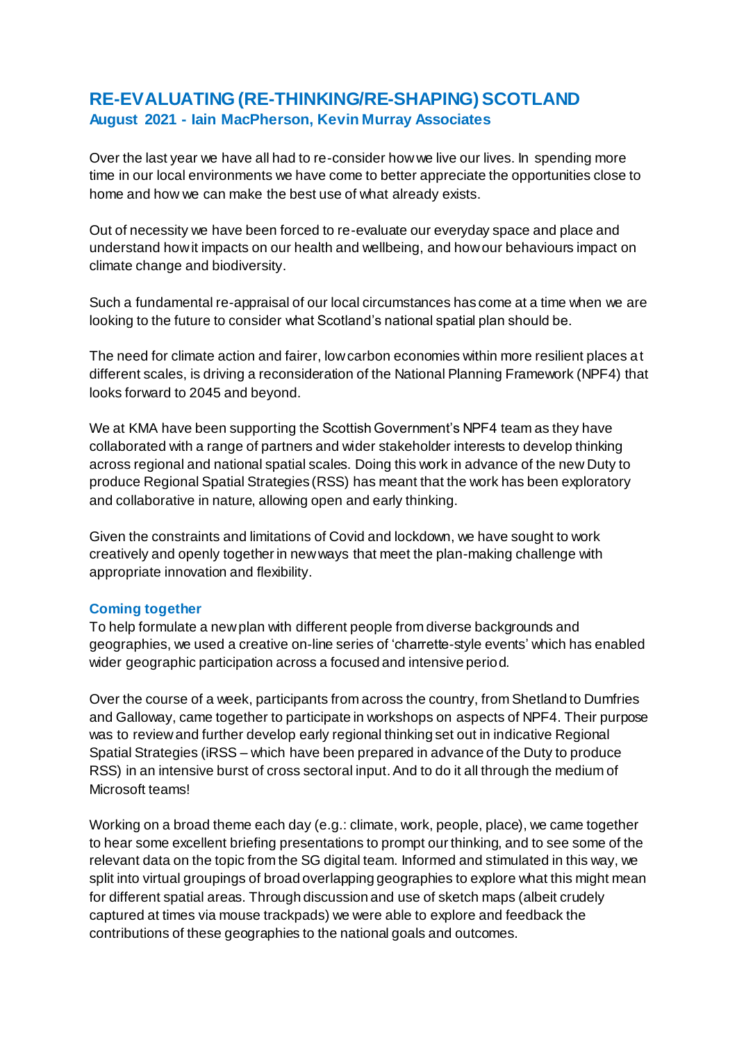# RE-EVALUATING (RE-THINKING/RE-SHAPING) SCOTLAND

### August 2021 - Iain MacPherson, Kevin Murray Associates

Over the last year we have all had to re-consider how we live our lives. In spending more time in our local environments we have come to better appreciate the opportunities close to home and how we can make the best use of what already exists.

Out of necessity we have been forced to re-evaluate our everyday space and place and understand how it impacts on our health and wellbeing, and how our behaviours impact on climate change and biodiversity.

Such a fundamental re-appraisal of our local circumstances has come at a time when we are looking to the future to consider what Scotland's national spatial plan should be.

The need for climate action and fairer, low carbon economies within more resilient places at different scales, is driving a reconsideration of the National Planning Framework (NPF4) that looks forward to 2045 and beyond.

We at KMA have been supporting the Scottish Government's NPF4 team as they have collaborated with a range of partners and wider stakeholder interests to develop thinking across regional and national spatial scales. Doing this work in advance of the new Duty to produce Regional Spatial Strategies (RSS) has meant that the work has been exploratory and collaborative in nature, allowing open and early thinking.

Given the constraints and limitations of Covid and lockdown, we have sought to work creatively and openly together in new ways that meet the plan-making challenge with appropriate innovation and flexibility.

## Coming together

To help formulate a new plan with different people from diverse backgrounds and geographies, we used a creative on-line series of 'charrette-style events' which has enabled wider geographic participation across a focused and intensive period.

Over the course of a week, participants from across the country, from Shetland to Dumfries and Galloway, came together to participate in workshops on aspects of NPF4. Their purpose was to review and further develop early regional thinking set out in indicative Regional Spatial Strategies (iRSS – which have been prepared in advance of the Duty to produce RSS) in an intensive burst of cross sectoral input. And to do it all through the medium of Microsoft teams!

Working on a broad theme each day (e.g.: climate, work, people, place), we came together to hear some excellent briefing presentations to prompt our thinking, and to see some of the relevant data on the topic from the SG digital team. Informed and stimulated in this way, we split into virtual groupings of broad overlapping geographies to explore what this might mean for different spatial areas. Through discussion and use of sketch maps (albeit crudely captured at times via mouse trackpads) we were able to explore and feedback the contributions of these geographies to the national goals and outcomes.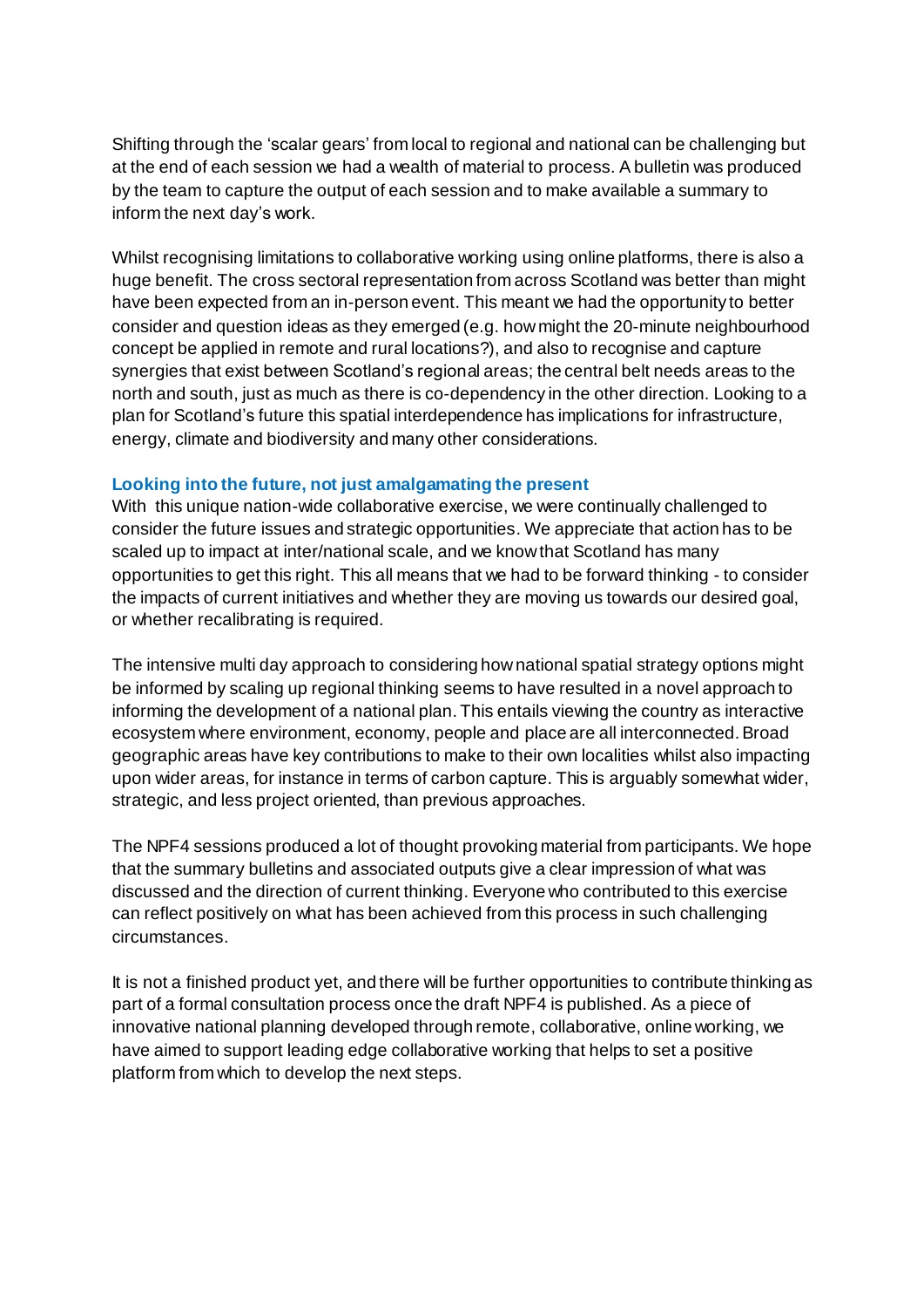Shifting through the 'scalar gears' from local to regional and national can be challenging but at the end of each session we had a wealth of material to process. A bulletin was produced by the team to capture the output of each session and to make available a summary to inform the next day's work.

Whilst recognising limitations to collaborative working using online platforms, there is also a huge benefit. The cross sectoral representation from across Scotland was better than might have been expected from an in-person event. This meant we had the opportunity to better consider and question ideas as they emerged (e.g. how might the 20-minute neighbourhood concept be applied in remote and rural locations?), and also to recognise and capture synergies that exist between Scotland's regional areas; the central belt needs areas to the north and south, just as much as there is co-dependency in the other direction. Looking to a plan for Scotland's future this spatial interdependence has implications for infrastructure, energy, climate and biodiversity and many other considerations.

### Looking into the future, not just amalgamating the present

With this unique nation-wide collaborative exercise, we were continually challenged to consider the future issues and strategic opportunities. We appreciate that action has to be scaled up to impact at inter/national scale, and we know that Scotland has many opportunities to get this right. This all means that we had to be forward thinking - to consider the impacts of current initiatives and whether they are moving us towards our desired goal, or whether recalibrating is required.

The intensive multi day approach to considering how national spatial strategy options might be informed by scaling up regional thinking seems to have resulted in a novel approach to informing the development of a national plan. This entails viewing the country as interactive ecosystem where environment, economy, people and place are all interconnected. Broad geographic areas have key contributions to make to their own localities whilst also impacting upon wider areas, for instance in terms of carbon capture. This is arguably somewhat wider, strategic, and less project oriented, than previous approaches.

The NPF4 sessions produced a lot of thought provoking material from participants. We hope that the summary bulletins and associated outputs give a clear impression of what was discussed and the direction of current thinking. Everyone who contributed to this exercise can reflect positively on what has been achieved from this process in such challenging circumstances.

It is not a finished product yet, and there will be further opportunities to contribute thinking as part of a formal consultation process once the draft NPF4 is published. As a piece of innovative national planning developed through remote, collaborative, online working, we have aimed to support leading edge collaborative working that helps to set a positive platform from which to develop the next steps.